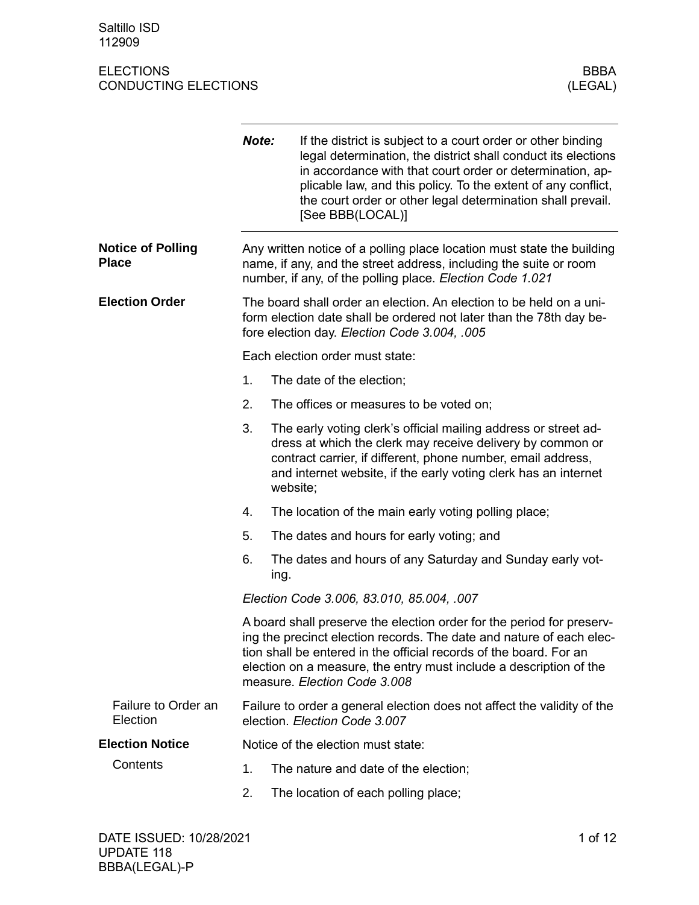Saltillo ISD
112909

ELECTIONS
CONDUCTING ELECTIONS

BBBA
(LEGAL)

**Note:** If the district is subject to a court order or other binding legal determination, the district shall conduct its elections in accordance with that court order or determination, applicable law, and this policy. To the extent of any conflict, the court order or other legal determination shall prevail. [See BBB(LOCAL)]

## Notice of Polling Place

Any written notice of a polling place location must state the building name, if any, and the street address, including the suite or room number, if any, of the polling place. *Election Code 1.021*

## Election Order

The board shall order an election. An election to be held on a uniform election date shall be ordered not later than the 78th day before election day. *Election Code 3.004, .005*

Each election order must state:

1. The date of the election;
2. The offices or measures to be voted on;
3. The early voting clerk's official mailing address or street address at which the clerk may receive delivery by common or contract carrier, if different, phone number, email address, and internet website, if the early voting clerk has an internet website;
4. The location of the main early voting polling place;
5. The dates and hours for early voting; and
6. The dates and hours of any Saturday and Sunday early voting.

*Election Code 3.006, 83.010, 85.004, .007*

A board shall preserve the election order for the period for preserving the precinct election records. The date and nature of each election shall be entered in the official records of the board. For an election on a measure, the entry must include a description of the measure. *Election Code 3.008*

### Failure to Order an Election

Failure to order a general election does not affect the validity of the election. *Election Code 3.007*

## Election Notice

### Contents

Notice of the election must state:

1. The nature and date of the election;
2. The location of each polling place;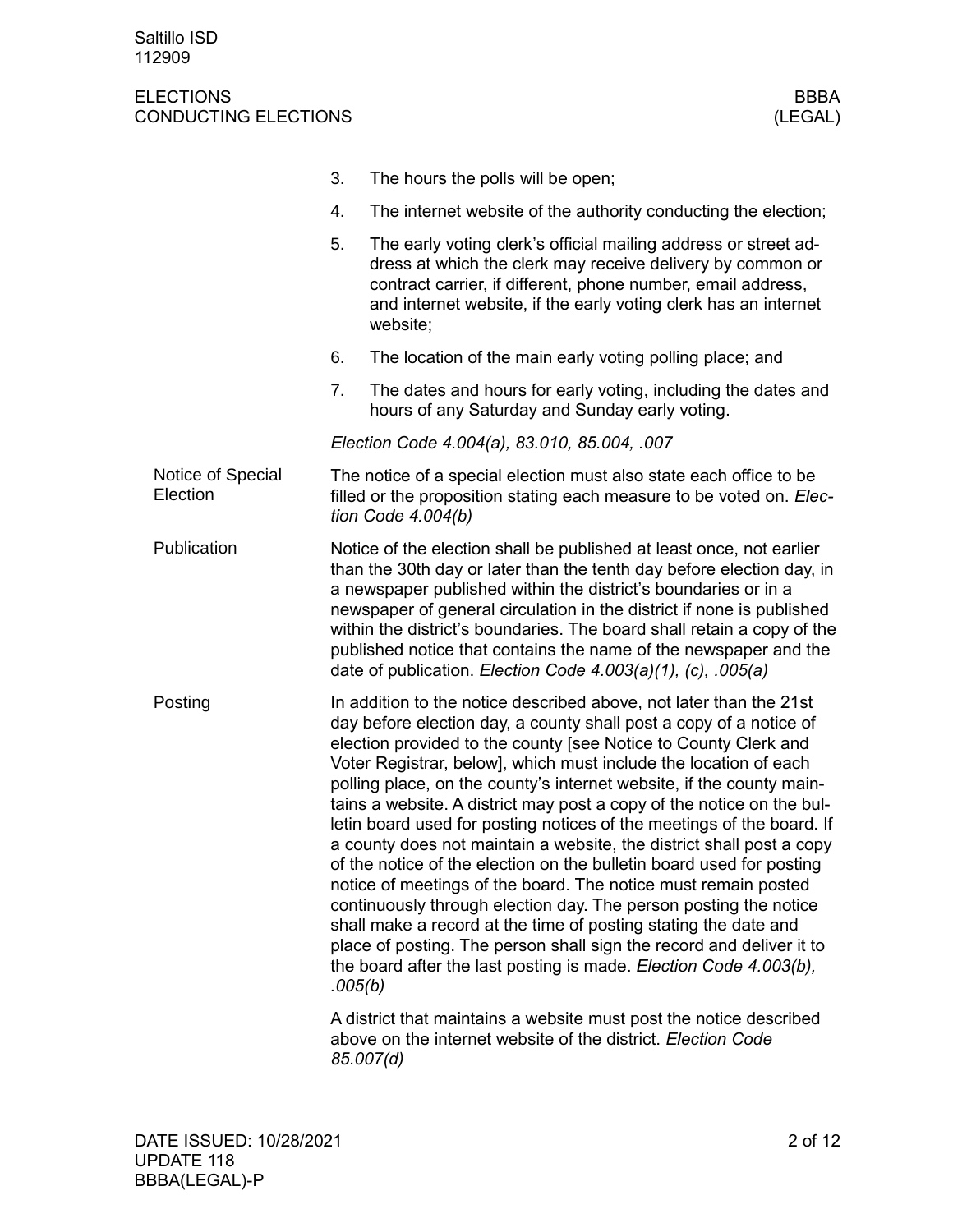3. The hours the polls will be open;
4. The internet website of the authority conducting the election;
5. The early voting clerk's official mailing address or street address at which the clerk may receive delivery by common or contract carrier, if different, phone number, email address, and internet website, if the early voting clerk has an internet website;
6. The location of the main early voting polling place; and
7. The dates and hours for early voting, including the dates and hours of any Saturday and Sunday early voting.

*Election Code 4.004(a), 83.010, 85.004, .007*

## Notice of Special Election

The notice of a special election must also state each office to be filled or the proposition stating each measure to be voted on. *Election Code 4.004(b)*

## Publication

Notice of the election shall be published at least once, not earlier than the 30th day or later than the tenth day before election day, in a newspaper published within the district's boundaries or in a newspaper of general circulation in the district if none is published within the district's boundaries. The board shall retain a copy of the published notice that contains the name of the newspaper and the date of publication. *Election Code 4.003(a)(1), (c), .005(a)*

## Posting

In addition to the notice described above, not later than the 21st day before election day, a county shall post a copy of a notice of election provided to the county [see Notice to County Clerk and Voter Registrar, below], which must include the location of each polling place, on the county's internet website, if the county maintains a website. A district may post a copy of the notice on the bulletin board used for posting notices of the meetings of the board. If a county does not maintain a website, the district shall post a copy of the notice of the election on the bulletin board used for posting notice of meetings of the board. The notice must remain posted continuously through election day. The person posting the notice shall make a record at the time of posting stating the date and place of posting. The person shall sign the record and deliver it to the board after the last posting is made. *Election Code 4.003(b), .005(b)*

A district that maintains a website must post the notice described above on the internet website of the district. *Election Code 85.007(d)*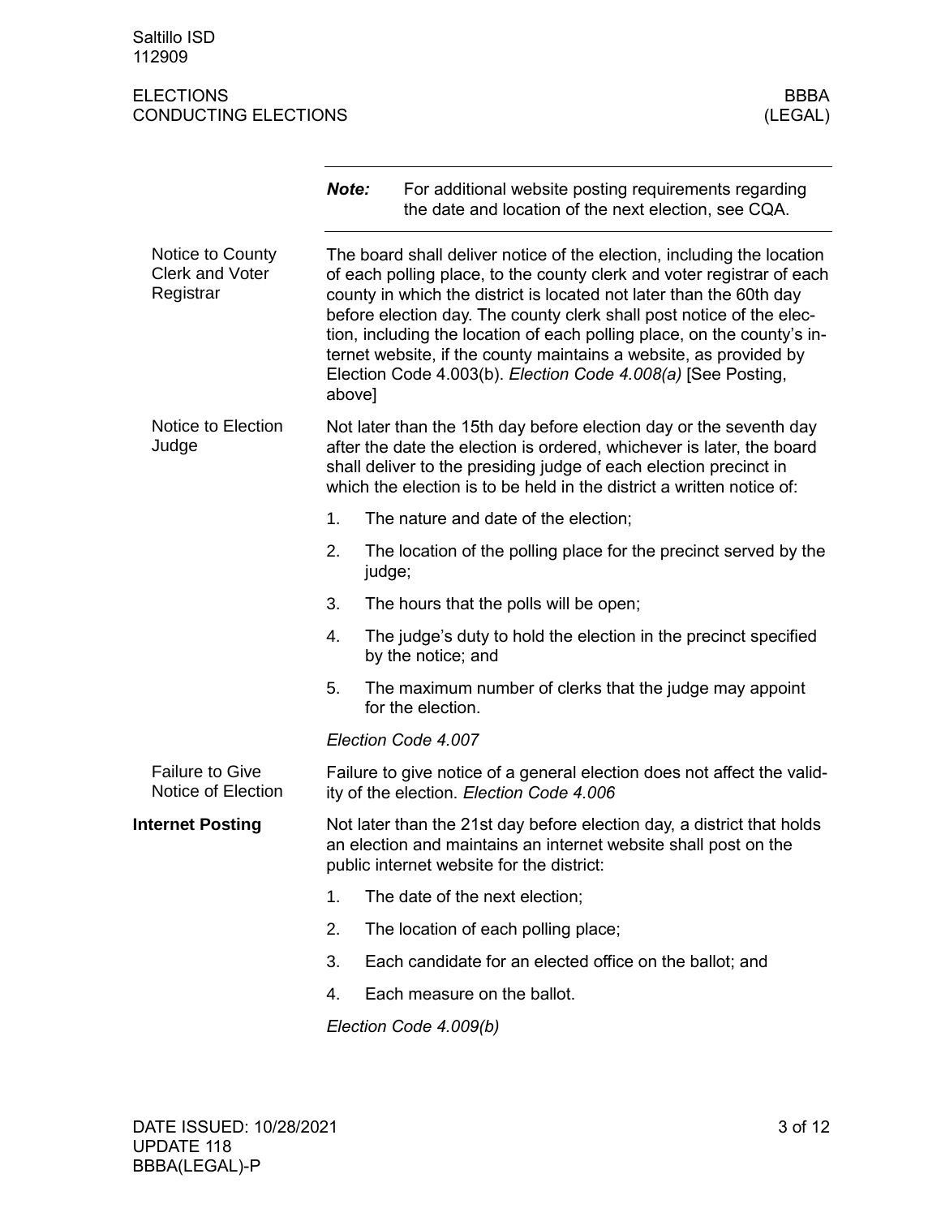**Note:** For additional website posting requirements regarding the date and location of the next election, see CQA.

### Notice to County Clerk and Voter Registrar

The board shall deliver notice of the election, including the location of each polling place, to the county clerk and voter registrar of each county in which the district is located not later than the 60th day before election day. The county clerk shall post notice of the election, including the location of each polling place, on the county's internet website, if the county maintains a website, as provided by Election Code 4.003(b). *Election Code 4.008(a)* [See Posting, above]

### Notice to Election Judge

Not later than the 15th day before election day or the seventh day after the date the election is ordered, whichever is later, the board shall deliver to the presiding judge of each election precinct in which the election is to be held in the district a written notice of:

1. The nature and date of the election;
2. The location of the polling place for the precinct served by the judge;
3. The hours that the polls will be open;
4. The judge's duty to hold the election in the precinct specified by the notice; and
5. The maximum number of clerks that the judge may appoint for the election.

*Election Code 4.007*

### Failure to Give Notice of Election

Failure to give notice of a general election does not affect the validity of the election. *Election Code 4.006*

## Internet Posting

Not later than the 21st day before election day, a district that holds an election and maintains an internet website shall post on the public internet website for the district:

1. The date of the next election;
2. The location of each polling place;
3. Each candidate for an elected office on the ballot; and
4. Each measure on the ballot.

*Election Code 4.009(b)*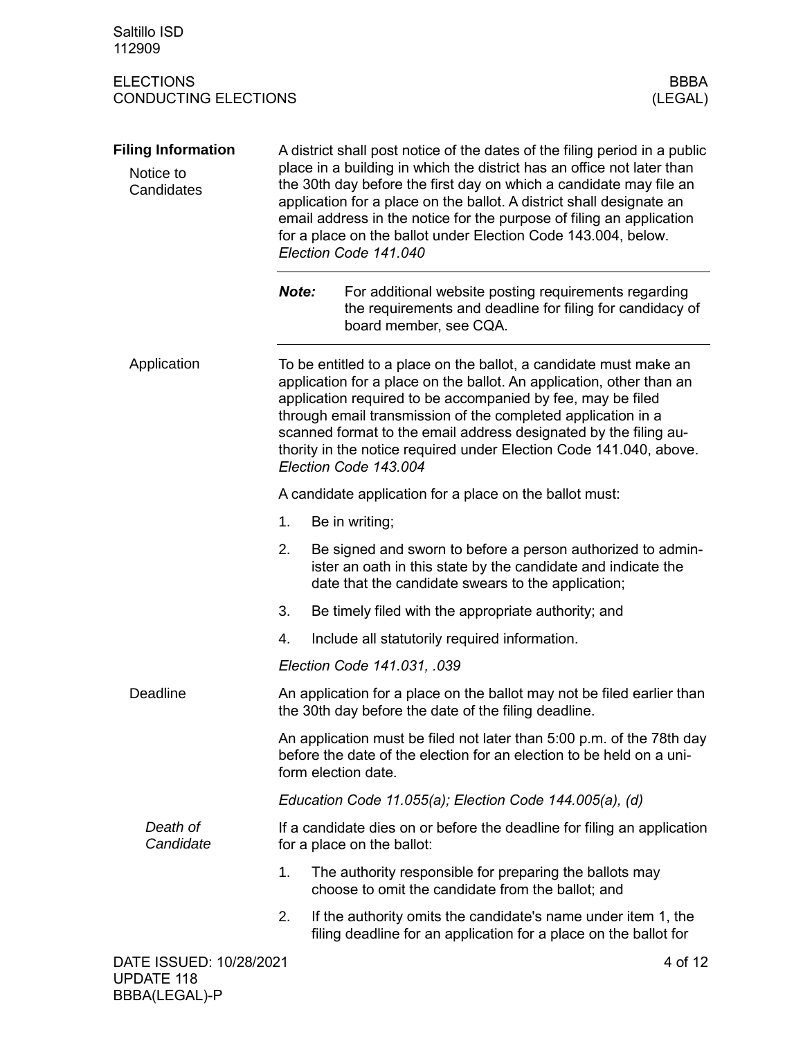## Filing Information

### Notice to Candidates

A district shall post notice of the dates of the filing period in a public place in a building in which the district has an office not later than the 30th day before the first day on which a candidate may file an application for a place on the ballot. A district shall designate an email address in the notice for the purpose of filing an application for a place on the ballot under Election Code 143.004, below. *Election Code 141.040*

**Note:** For additional website posting requirements regarding the requirements and deadline for filing for candidacy of board member, see CQA.

### Application

To be entitled to a place on the ballot, a candidate must make an application for a place on the ballot. An application, other than an application required to be accompanied by fee, may be filed through email transmission of the completed application in a scanned format to the email address designated by the filing authority in the notice required under Election Code 141.040, above. *Election Code 143.004*

A candidate application for a place on the ballot must:

1. Be in writing;
2. Be signed and sworn to before a person authorized to administer an oath in this state by the candidate and indicate the date that the candidate swears to the application;
3. Be timely filed with the appropriate authority; and
4. Include all statutorily required information.

*Election Code 141.031, .039*

### Deadline

An application for a place on the ballot may not be filed earlier than the 30th day before the date of the filing deadline.

An application must be filed not later than 5:00 p.m. of the 78th day before the date of the election for an election to be held on a uniform election date.

*Education Code 11.055(a); Election Code 144.005(a), (d)*

#### *Death of Candidate*

If a candidate dies on or before the deadline for filing an application for a place on the ballot:

1. The authority responsible for preparing the ballots may choose to omit the candidate from the ballot; and
2. If the authority omits the candidate's name under item 1, the filing deadline for an application for a place on the ballot for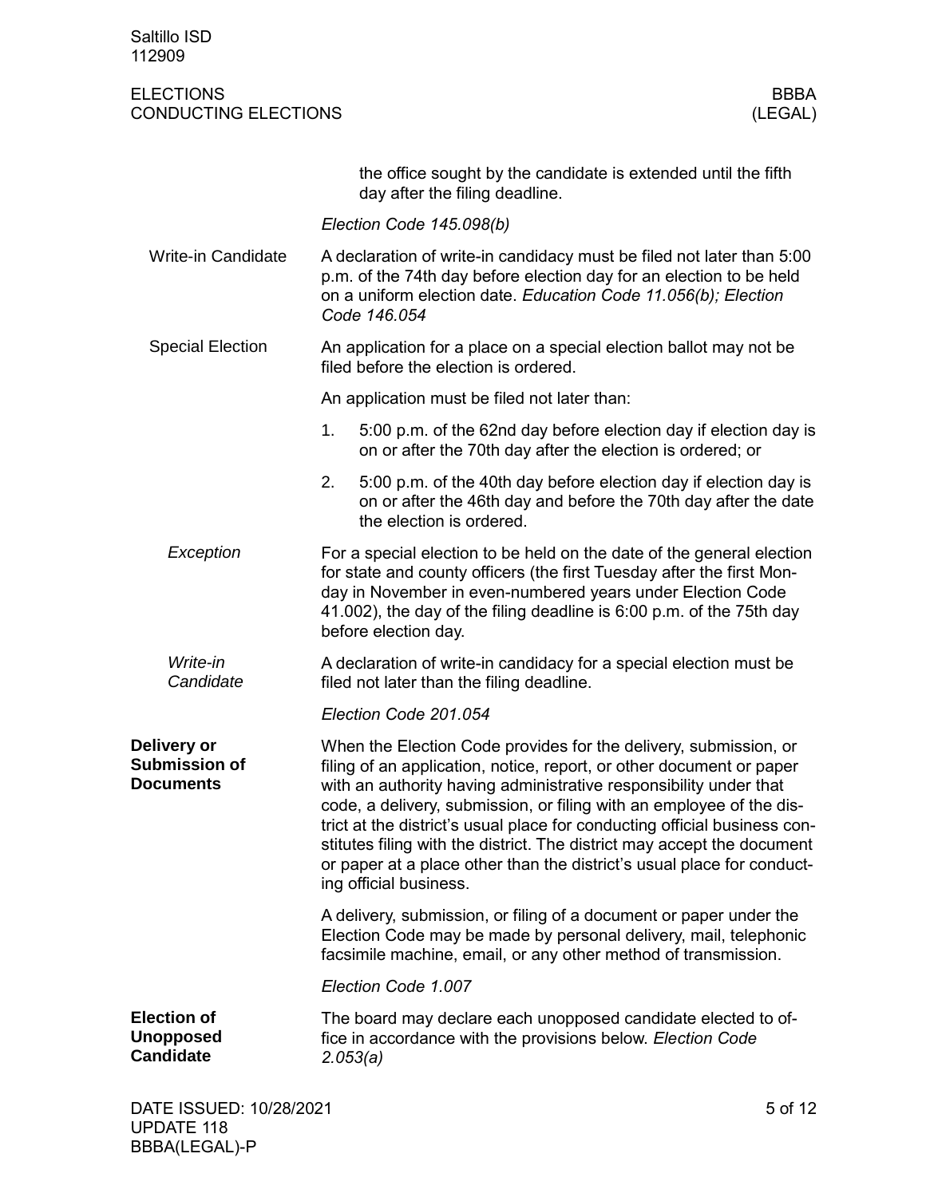the office sought by the candidate is extended until the fifth day after the filing deadline.

*Election Code 145.098(b)*

Write-in Candidate

A declaration of write-in candidacy must be filed not later than 5:00 p.m. of the 74th day before election day for an election to be held on a uniform election date. *Education Code 11.056(b); Election Code 146.054*

Special Election

An application for a place on a special election ballot may not be filed before the election is ordered.

An application must be filed not later than:

1. 5:00 p.m. of the 62nd day before election day if election day is on or after the 70th day after the election is ordered; or
2. 5:00 p.m. of the 40th day before election day if election day is on or after the 46th day and before the 70th day after the date the election is ordered.

*Exception*

For a special election to be held on the date of the general election for state and county officers (the first Tuesday after the first Monday in November in even-numbered years under Election Code 41.002), the day of the filing deadline is 6:00 p.m. of the 75th day before election day.

*Write-in Candidate*

A declaration of write-in candidacy for a special election must be filed not later than the filing deadline.

*Election Code 201.054*

**Delivery or Submission of Documents**

When the Election Code provides for the delivery, submission, or filing of an application, notice, report, or other document or paper with an authority having administrative responsibility under that code, a delivery, submission, or filing with an employee of the district at the district's usual place for conducting official business constitutes filing with the district. The district may accept the document or paper at a place other than the district's usual place for conducting official business.

A delivery, submission, or filing of a document or paper under the Election Code may be made by personal delivery, mail, telephonic facsimile machine, email, or any other method of transmission.

*Election Code 1.007*

**Election of Unopposed Candidate**

The board may declare each unopposed candidate elected to office in accordance with the provisions below. *Election Code 2.053(a)*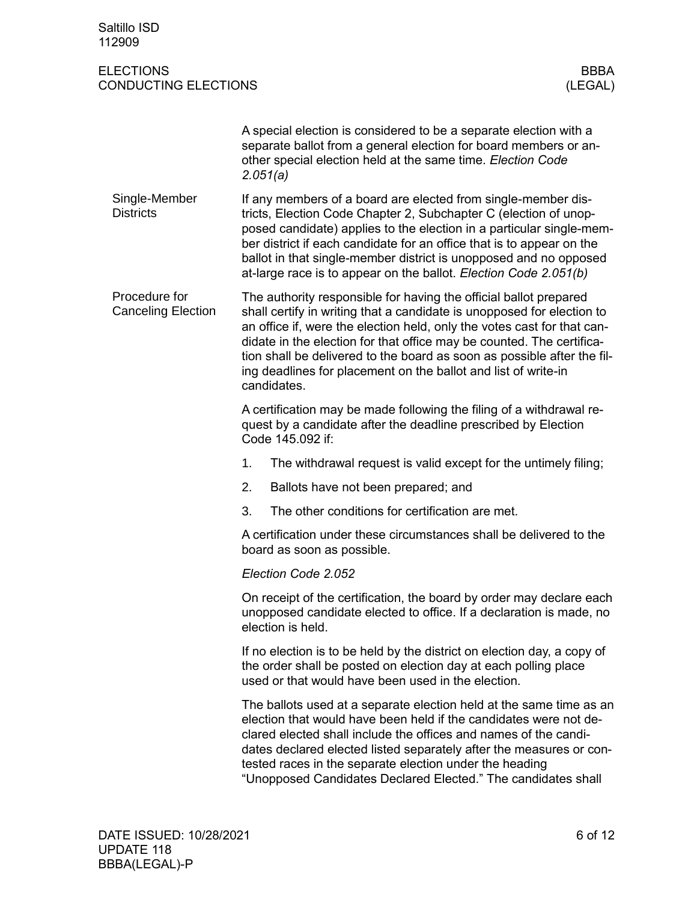A special election is considered to be a separate election with a separate ballot from a general election for board members or another special election held at the same time. *Election Code 2.051(a)*

### Single-Member Districts

If any members of a board are elected from single-member districts, Election Code Chapter 2, Subchapter C (election of unopposed candidate) applies to the election in a particular single-member district if each candidate for an office that is to appear on the ballot in that single-member district is unopposed and no opposed at-large race is to appear on the ballot. *Election Code 2.051(b)*

### Procedure for Canceling Election

The authority responsible for having the official ballot prepared shall certify in writing that a candidate is unopposed for election to an office if, were the election held, only the votes cast for that candidate in the election for that office may be counted. The certification shall be delivered to the board as soon as possible after the filing deadlines for placement on the ballot and list of write-in candidates.

A certification may be made following the filing of a withdrawal request by a candidate after the deadline prescribed by Election Code 145.092 if:

1. The withdrawal request is valid except for the untimely filing;
2. Ballots have not been prepared; and
3. The other conditions for certification are met.

A certification under these circumstances shall be delivered to the board as soon as possible.

*Election Code 2.052*

On receipt of the certification, the board by order may declare each unopposed candidate elected to office. If a declaration is made, no election is held.

If no election is to be held by the district on election day, a copy of the order shall be posted on election day at each polling place used or that would have been used in the election.

The ballots used at a separate election held at the same time as an election that would have been held if the candidates were not declared elected shall include the offices and names of the candidates declared elected listed separately after the measures or contested races in the separate election under the heading "Unopposed Candidates Declared Elected." The candidates shall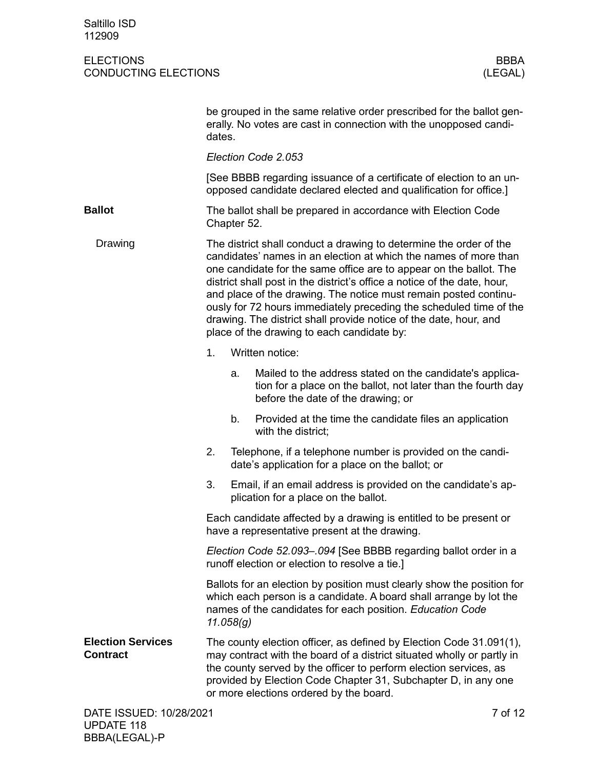be grouped in the same relative order prescribed for the ballot generally. No votes are cast in connection with the unopposed candidates.

*Election Code 2.053*

[See BBBB regarding issuance of a certificate of election to an unopposed candidate declared elected and qualification for office.]

## Ballot

The ballot shall be prepared in accordance with Election Code Chapter 52.

### Drawing

The district shall conduct a drawing to determine the order of the candidates' names in an election at which the names of more than one candidate for the same office are to appear on the ballot. The district shall post in the district's office a notice of the date, hour, and place of the drawing. The notice must remain posted continuously for 72 hours immediately preceding the scheduled time of the drawing. The district shall provide notice of the date, hour, and place of the drawing to each candidate by:

1. Written notice:
    a. Mailed to the address stated on the candidate's application for a place on the ballot, not later than the fourth day before the date of the drawing; or
    b. Provided at the time the candidate files an application with the district;
2. Telephone, if a telephone number is provided on the candidate's application for a place on the ballot; or
3. Email, if an email address is provided on the candidate's application for a place on the ballot.

Each candidate affected by a drawing is entitled to be present or have a representative present at the drawing.

*Election Code 52.093–.094* [See BBBB regarding ballot order in a runoff election or election to resolve a tie.]

Ballots for an election by position must clearly show the position for which each person is a candidate. A board shall arrange by lot the names of the candidates for each position. *Education Code 11.058(g)*

## Election Services Contract

The county election officer, as defined by Election Code 31.091(1), may contract with the board of a district situated wholly or partly in the county served by the officer to perform election services, as provided by Election Code Chapter 31, Subchapter D, in any one or more elections ordered by the board.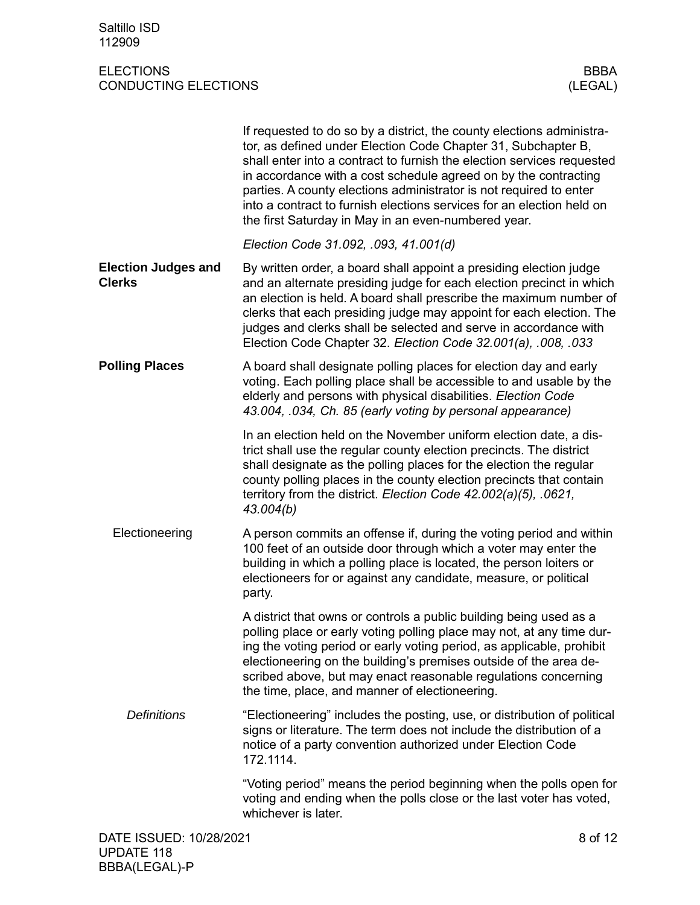If requested to do so by a district, the county elections administrator, as defined under Election Code Chapter 31, Subchapter B, shall enter into a contract to furnish the election services requested in accordance with a cost schedule agreed on by the contracting parties. A county elections administrator is not required to enter into a contract to furnish elections services for an election held on the first Saturday in May in an even-numbered year.

*Election Code 31.092, .093, 41.001(d)*

## Election Judges and Clerks

By written order, a board shall appoint a presiding election judge and an alternate presiding judge for each election precinct in which an election is held. A board shall prescribe the maximum number of clerks that each presiding judge may appoint for each election. The judges and clerks shall be selected and serve in accordance with Election Code Chapter 32. *Election Code 32.001(a), .008, .033*

## Polling Places

A board shall designate polling places for election day and early voting. Each polling place shall be accessible to and usable by the elderly and persons with physical disabilities. *Election Code 43.004, .034, Ch. 85 (early voting by personal appearance)*

In an election held on the November uniform election date, a district shall use the regular county election precincts. The district shall designate as the polling places for the election the regular county polling places in the county election precincts that contain territory from the district. *Election Code 42.002(a)(5), .0621, 43.004(b)*

### Electioneering

A person commits an offense if, during the voting period and within 100 feet of an outside door through which a voter may enter the building in which a polling place is located, the person loiters or electioneers for or against any candidate, measure, or political party.

A district that owns or controls a public building being used as a polling place or early voting polling place may not, at any time during the voting period or early voting period, as applicable, prohibit electioneering on the building's premises outside of the area described above, but may enact reasonable regulations concerning the time, place, and manner of electioneering.

#### *Definitions*

"Electioneering" includes the posting, use, or distribution of political signs or literature. The term does not include the distribution of a notice of a party convention authorized under Election Code 172.1114.

"Voting period" means the period beginning when the polls open for voting and ending when the polls close or the last voter has voted, whichever is later.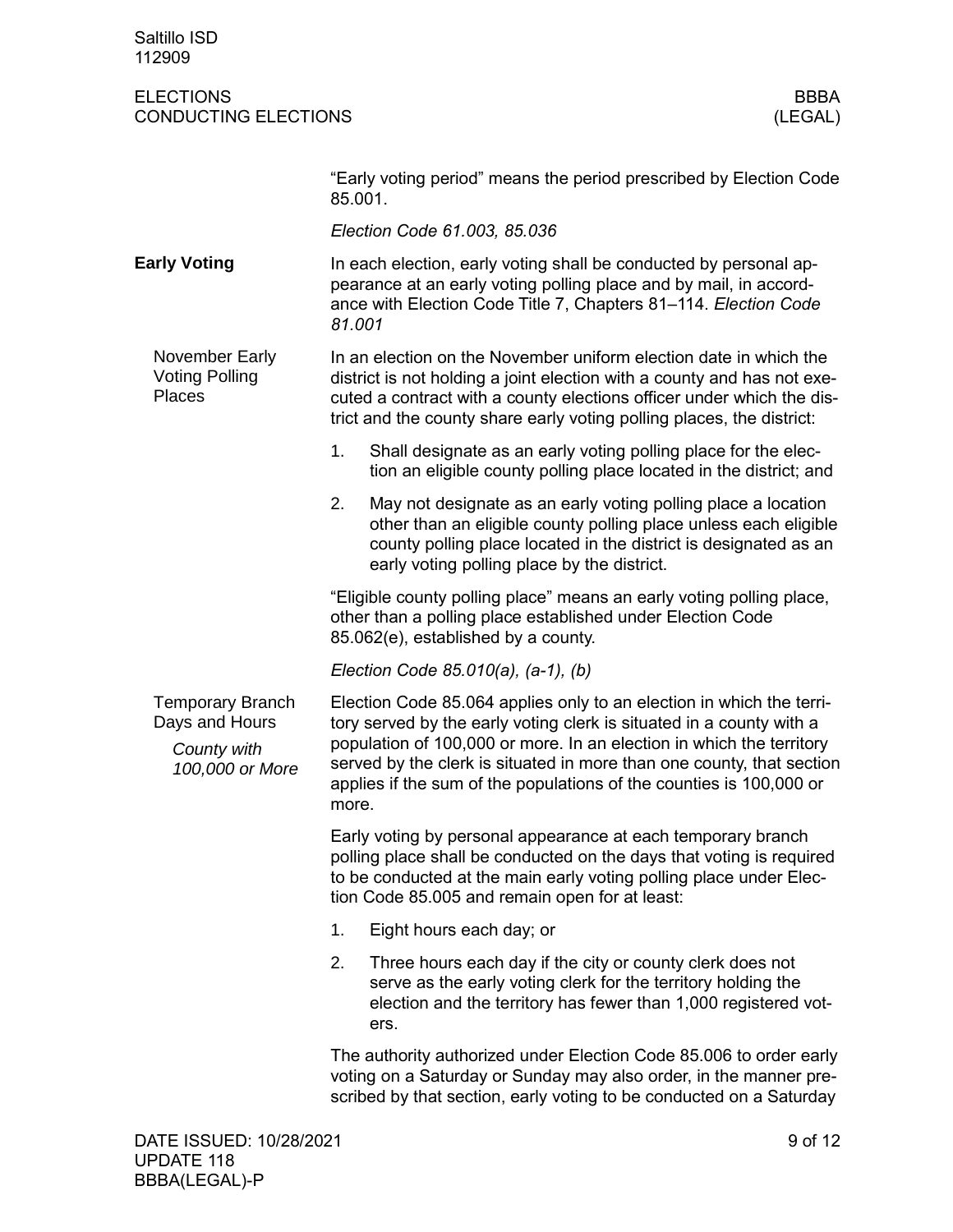"Early voting period" means the period prescribed by Election Code 85.001.

*Election Code 61.003, 85.036*

## Early Voting

In each election, early voting shall be conducted by personal appearance at an early voting polling place and by mail, in accordance with Election Code Title 7, Chapters 81–114. *Election Code 81.001*

### November Early Voting Polling Places

In an election on the November uniform election date in which the district is not holding a joint election with a county and has not executed a contract with a county elections officer under which the district and the county share early voting polling places, the district:

1. Shall designate as an early voting polling place for the election an eligible county polling place located in the district; and
2. May not designate as an early voting polling place a location other than an eligible county polling place unless each eligible county polling place located in the district is designated as an early voting polling place by the district.

"Eligible county polling place" means an early voting polling place, other than a polling place established under Election Code 85.062(e), established by a county.

*Election Code 85.010(a), (a-1), (b)*

### Temporary Branch Days and Hours

#### *County with 100,000 or More*

Election Code 85.064 applies only to an election in which the territory served by the early voting clerk is situated in a county with a population of 100,000 or more. In an election in which the territory served by the clerk is situated in more than one county, that section applies if the sum of the populations of the counties is 100,000 or more.

Early voting by personal appearance at each temporary branch polling place shall be conducted on the days that voting is required to be conducted at the main early voting polling place under Election Code 85.005 and remain open for at least:

1. Eight hours each day; or
2. Three hours each day if the city or county clerk does not serve as the early voting clerk for the territory holding the election and the territory has fewer than 1,000 registered voters.

The authority authorized under Election Code 85.006 to order early voting on a Saturday or Sunday may also order, in the manner prescribed by that section, early voting to be conducted on a Saturday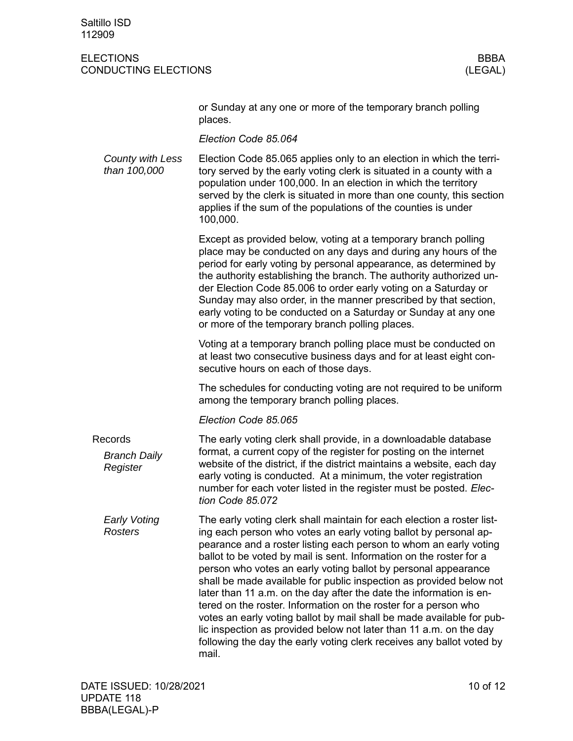or Sunday at any one or more of the temporary branch polling places.

*Election Code 85.064*

*County with Less than 100,000*

Election Code 85.065 applies only to an election in which the territory served by the early voting clerk is situated in a county with a population under 100,000. In an election in which the territory served by the clerk is situated in more than one county, this section applies if the sum of the populations of the counties is under 100,000.

Except as provided below, voting at a temporary branch polling place may be conducted on any days and during any hours of the period for early voting by personal appearance, as determined by the authority establishing the branch. The authority authorized under Election Code 85.006 to order early voting on a Saturday or Sunday may also order, in the manner prescribed by that section, early voting to be conducted on a Saturday or Sunday at any one or more of the temporary branch polling places.

Voting at a temporary branch polling place must be conducted on at least two consecutive business days and for at least eight consecutive hours on each of those days.

The schedules for conducting voting are not required to be uniform among the temporary branch polling places.

*Election Code 85.065*

Records

*Branch Daily Register*

The early voting clerk shall provide, in a downloadable database format, a current copy of the register for posting on the internet website of the district, if the district maintains a website, each day early voting is conducted. At a minimum, the voter registration number for each voter listed in the register must be posted. *Election Code 85.072*

*Early Voting Rosters*

The early voting clerk shall maintain for each election a roster listing each person who votes an early voting ballot by personal appearance and a roster listing each person to whom an early voting ballot to be voted by mail is sent. Information on the roster for a person who votes an early voting ballot by personal appearance shall be made available for public inspection as provided below not later than 11 a.m. on the day after the date the information is entered on the roster. Information on the roster for a person who votes an early voting ballot by mail shall be made available for public inspection as provided below not later than 11 a.m. on the day following the day the early voting clerk receives any ballot voted by mail.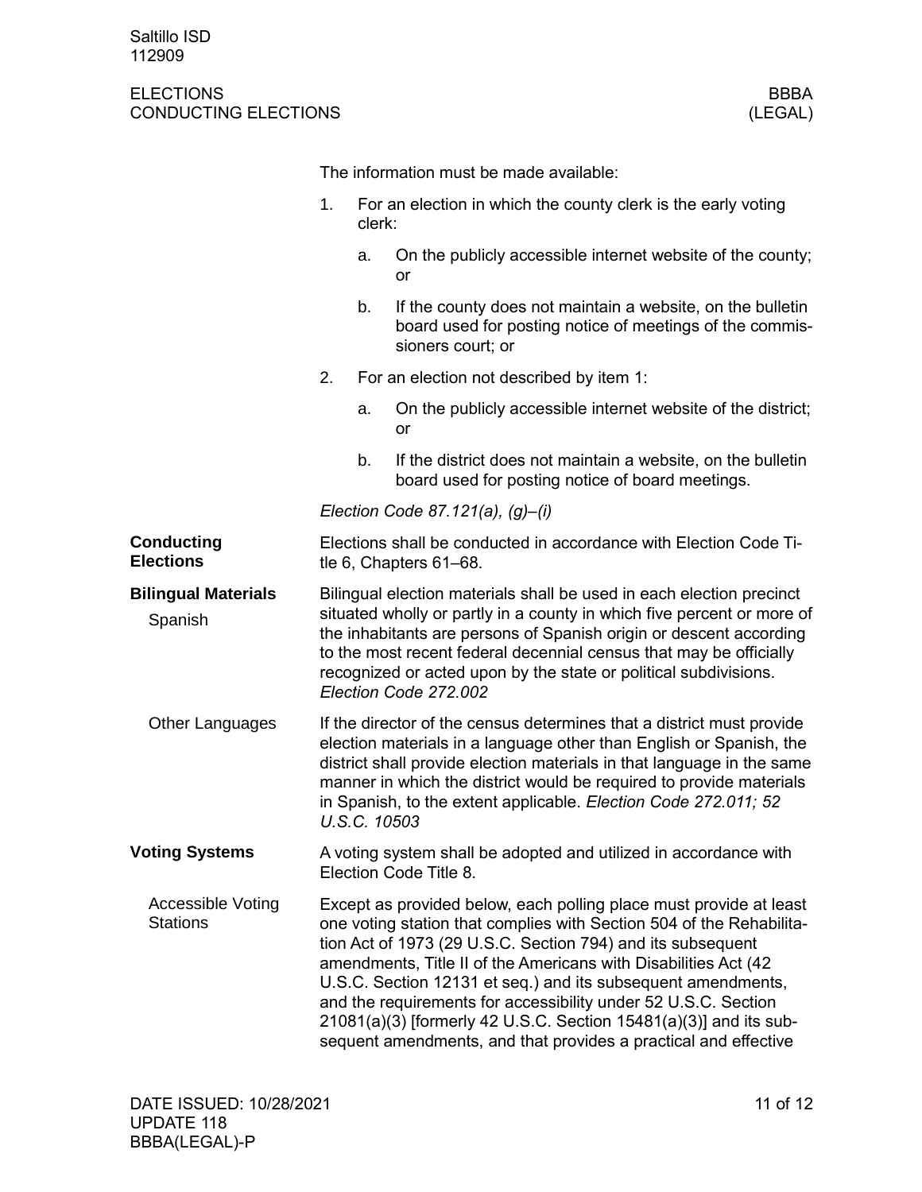The information must be made available:

1. For an election in which the county clerk is the early voting clerk:
   a. On the publicly accessible internet website of the county; or
   b. If the county does not maintain a website, on the bulletin board used for posting notice of meetings of the commissioners court; or
2. For an election not described by item 1:
   a. On the publicly accessible internet website of the district; or
   b. If the district does not maintain a website, on the bulletin board used for posting notice of board meetings.

*Election Code 87.121(a), (g)–(i)*

## Conducting Elections

Elections shall be conducted in accordance with Election Code Title 6, Chapters 61–68.

## Bilingual Materials

### Spanish

Bilingual election materials shall be used in each election precinct situated wholly or partly in a county in which five percent or more of the inhabitants are persons of Spanish origin or descent according to the most recent federal decennial census that may be officially recognized or acted upon by the state or political subdivisions. *Election Code 272.002*

### Other Languages

If the director of the census determines that a district must provide election materials in a language other than English or Spanish, the district shall provide election materials in that language in the same manner in which the district would be required to provide materials in Spanish, to the extent applicable. *Election Code 272.011; 52 U.S.C. 10503*

## Voting Systems

A voting system shall be adopted and utilized in accordance with Election Code Title 8.

### Accessible Voting Stations

Except as provided below, each polling place must provide at least one voting station that complies with Section 504 of the Rehabilitation Act of 1973 (29 U.S.C. Section 794) and its subsequent amendments, Title II of the Americans with Disabilities Act (42 U.S.C. Section 12131 et seq.) and its subsequent amendments, and the requirements for accessibility under 52 U.S.C. Section 21081(a)(3) [formerly 42 U.S.C. Section 15481(a)(3)] and its subsequent amendments, and that provides a practical and effective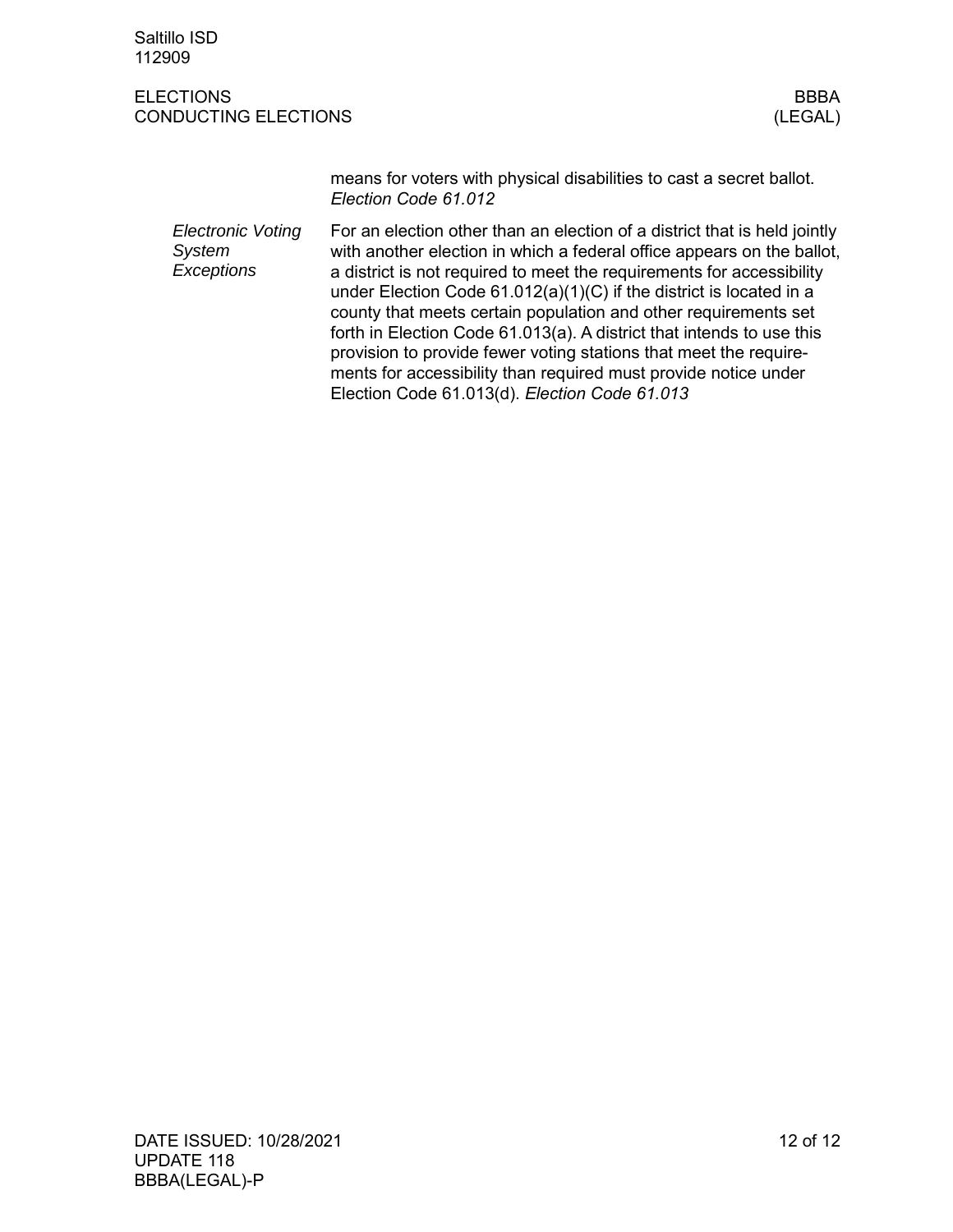means for voters with physical disabilities to cast a secret ballot. *Election Code 61.012*

*Electronic Voting System Exceptions*

For an election other than an election of a district that is held jointly with another election in which a federal office appears on the ballot, a district is not required to meet the requirements for accessibility under Election Code 61.012(a)(1)(C) if the district is located in a county that meets certain population and other requirements set forth in Election Code 61.013(a). A district that intends to use this provision to provide fewer voting stations that meet the requirements for accessibility than required must provide notice under Election Code 61.013(d). *Election Code 61.013*